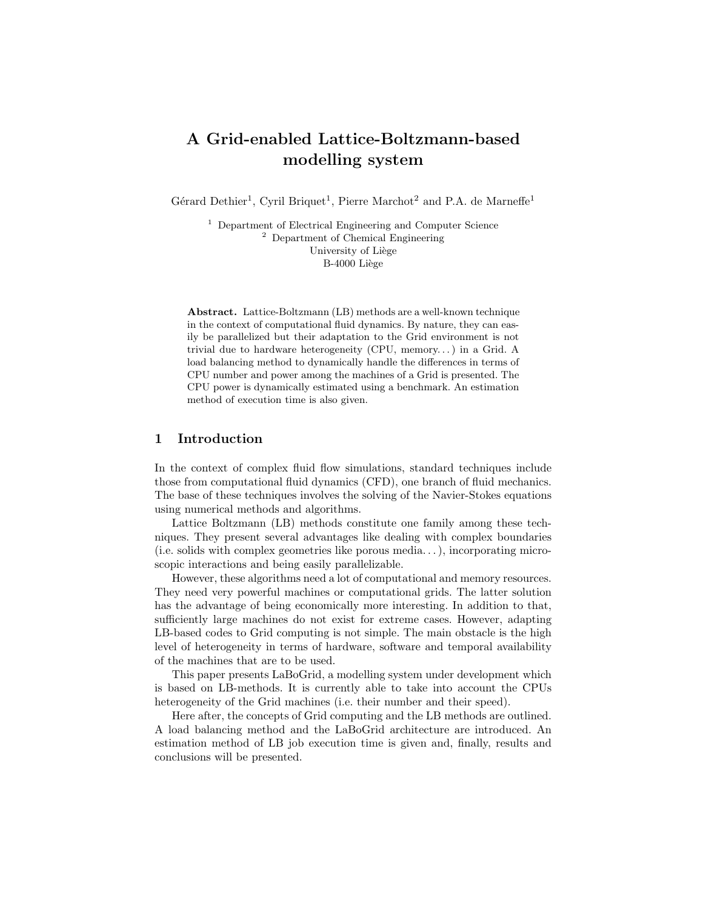# A Grid-enabled Lattice-Boltzmann-based modelling system

Gérard Dethier[1], Cyril Briquet[1], Pierre Marchot[2] and P.A. de Marneffe[1]

[1] Department of Electrical Engineering and Computer Science
[2] Department of Chemical Engineering
University of Liège
B-4000 Liège

**Abstract.** Lattice-Boltzmann (LB) methods are a well-known technique in the context of computational fluid dynamics. By nature, they can easily be parallelized but their adaptation to the Grid environment is not trivial due to hardware heterogeneity (CPU, memory. . . ) in a Grid. A load balancing method to dynamically handle the differences in terms of CPU number and power among the machines of a Grid is presented. The CPU power is dynamically estimated using a benchmark. An estimation method of execution time is also given.

## 1 Introduction

In the context of complex fluid flow simulations, standard techniques include those from computational fluid dynamics (CFD), one branch of fluid mechanics. The base of these techniques involves the solving of the Navier-Stokes equations using numerical methods and algorithms.

Lattice Boltzmann (LB) methods constitute one family among these techniques. They present several advantages like dealing with complex boundaries (i.e. solids with complex geometries like porous media. . . ), incorporating microscopic interactions and being easily parallelizable.

However, these algorithms need a lot of computational and memory resources. They need very powerful machines or computational grids. The latter solution has the advantage of being economically more interesting. In addition to that, sufficiently large machines do not exist for extreme cases. However, adapting LB-based codes to Grid computing is not simple. The main obstacle is the high level of heterogeneity in terms of hardware, software and temporal availability of the machines that are to be used.

This paper presents LaBoGrid, a modelling system under development which is based on LB-methods. It is currently able to take into account the CPUs heterogeneity of the Grid machines (i.e. their number and their speed).

Here after, the concepts of Grid computing and the LB methods are outlined. A load balancing method and the LaBoGrid architecture are introduced. An estimation method of LB job execution time is given and, finally, results and conclusions will be presented.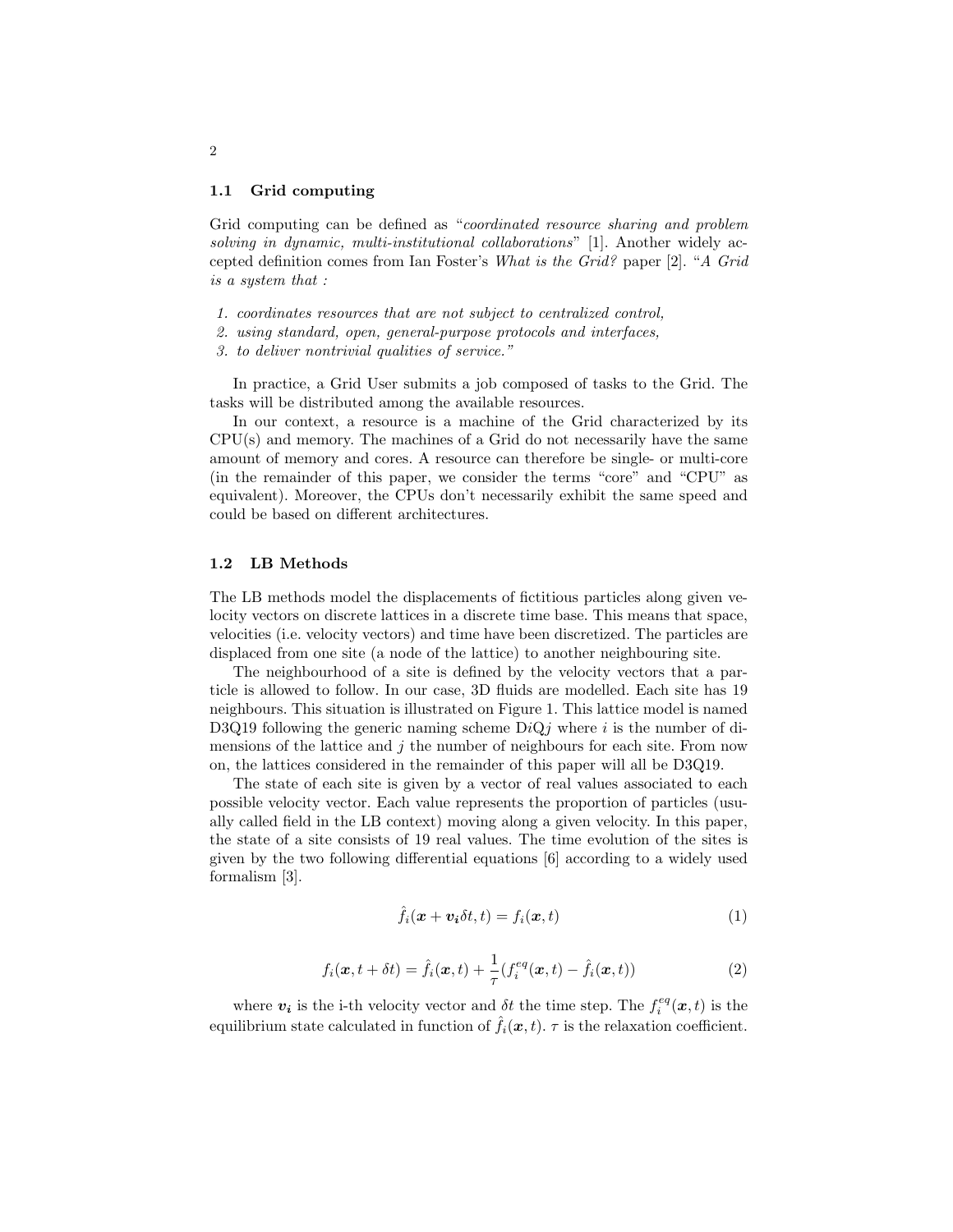### 1.1 Grid computing

Grid computing can be defined as "*coordinated resource sharing and problem solving in dynamic, multi-institutional collaborations*" [1]. Another widely accepted definition comes from Ian Foster's *What is the Grid?* paper [2]. "*A Grid is a system that :*

1. *coordinates resources that are not subject to centralized control,*
2. *using standard, open, general-purpose protocols and interfaces,*
3. *to deliver nontrivial qualities of service."*

In practice, a Grid User submits a job composed of tasks to the Grid. The tasks will be distributed among the available resources.

In our context, a resource is a machine of the Grid characterized by its CPU(s) and memory. The machines of a Grid do not necessarily have the same amount of memory and cores. A resource can therefore be single- or multi-core (in the remainder of this paper, we consider the terms "core" and "CPU" as equivalent). Moreover, the CPUs don't necessarily exhibit the same speed and could be based on different architectures.

### 1.2 LB Methods

The LB methods model the displacements of fictitious particles along given velocity vectors on discrete lattices in a discrete time base. This means that space, velocities (i.e. velocity vectors) and time have been discretized. The particles are displaced from one site (a node of the lattice) to another neighbouring site.

The neighbourhood of a site is defined by the velocity vectors that a particle is allowed to follow. In our case, 3D fluids are modelled. Each site has 19 neighbours. This situation is illustrated on Figure 1. This lattice model is named D3Q19 following the generic naming scheme D$i$Q$j$ where $i$ is the number of dimensions of the lattice and $j$ the number of neighbours for each site. From now on, the lattices considered in the remainder of this paper will all be D3Q19.

The state of each site is given by a vector of real values associated to each possible velocity vector. Each value represents the proportion of particles (usually called field in the LB context) moving along a given velocity. In this paper, the state of a site consists of 19 real values. The time evolution of the sites is given by the two following differential equations [6] according to a widely used formalism [3].

$$\hat{f}_i(\boldsymbol{x} + \boldsymbol{v_i}\delta t, t) = f_i(\boldsymbol{x}, t) \tag{1}$$

$$f_i(\boldsymbol{x}, t + \delta t) = \hat{f}_i(\boldsymbol{x}, t) + \frac{1}{\tau}(f_i^{eq}(\boldsymbol{x}, t) - \hat{f}_i(\boldsymbol{x}, t)) \tag{2}$$

where $\boldsymbol{v_i}$ is the i-th velocity vector and $\delta t$ the time step. The $f_i^{eq}(\boldsymbol{x}, t)$ is the equilibrium state calculated in function of $\hat{f}_i(\boldsymbol{x}, t)$. $\tau$ is the relaxation coefficient.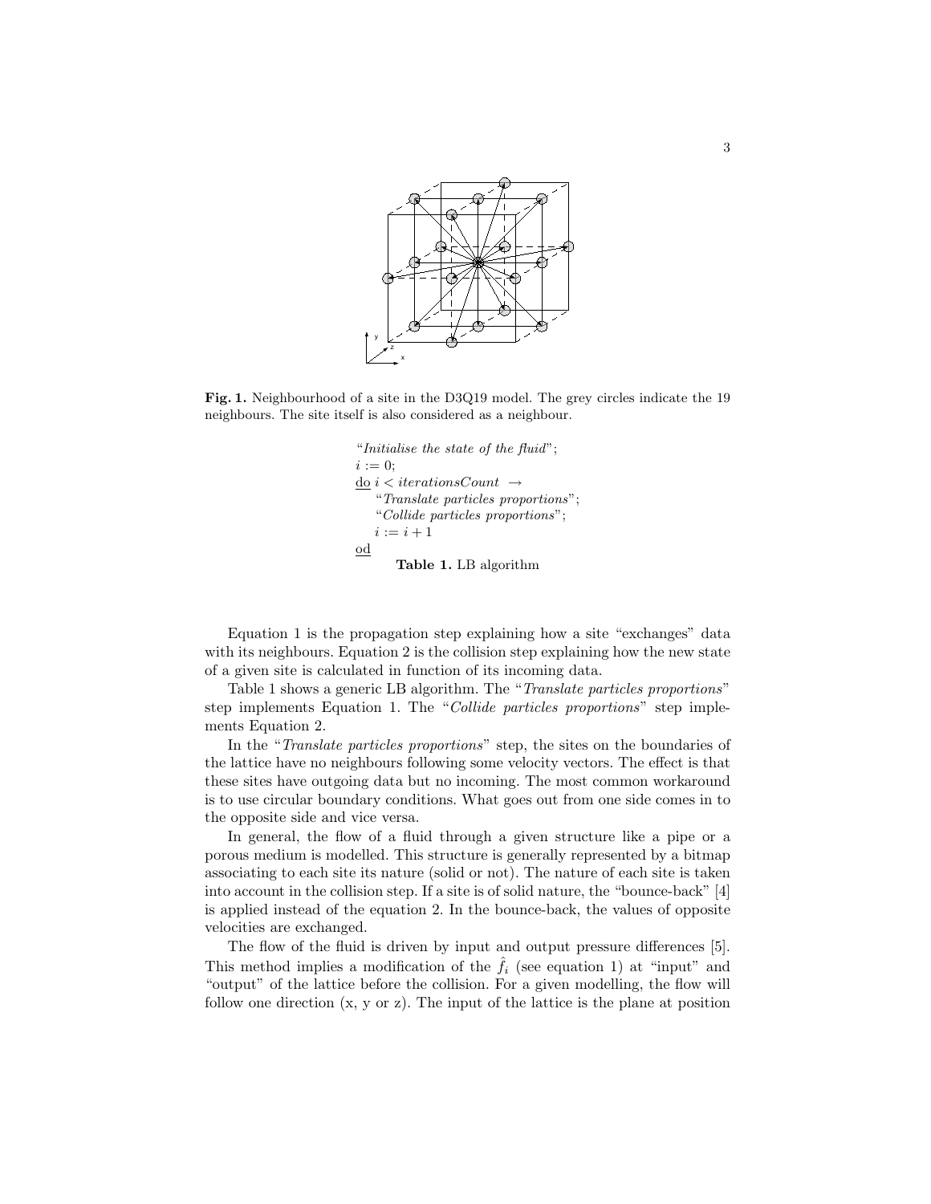**Fig. 1.** Neighbourhood of a site in the D3Q19 model. The grey circles indicate the 19 neighbours. The site itself is also considered as a neighbour.

```
"Initialise the state of the fluid";
i := 0;
do i < iterationsCount →
    "Translate particles proportions";
    "Collide particles proportions";
    i := i + 1
od
```

**Table 1.** LB algorithm

Equation 1 is the propagation step explaining how a site "exchanges" data with its neighbours. Equation 2 is the collision step explaining how the new state of a given site is calculated in function of its incoming data.

Table 1 shows a generic LB algorithm. The "*Translate particles proportions*" step implements Equation 1. The "*Collide particles proportions*" step implements Equation 2.

In the "*Translate particles proportions*" step, the sites on the boundaries of the lattice have no neighbours following some velocity vectors. The effect is that these sites have outgoing data but no incoming. The most common workaround is to use circular boundary conditions. What goes out from one side comes in to the opposite side and vice versa.

In general, the flow of a fluid through a given structure like a pipe or a porous medium is modelled. This structure is generally represented by a bitmap associating to each site its nature (solid or not). The nature of each site is taken into account in the collision step. If a site is of solid nature, the "bounce-back" [4] is applied instead of the equation 2. In the bounce-back, the values of opposite velocities are exchanged.

The flow of the fluid is driven by input and output pressure differences [5]. This method implies a modification of the $\hat{f}_i$ (see equation 1) at "input" and "output" of the lattice before the collision. For a given modelling, the flow will follow one direction (x, y or z). The input of the lattice is the plane at position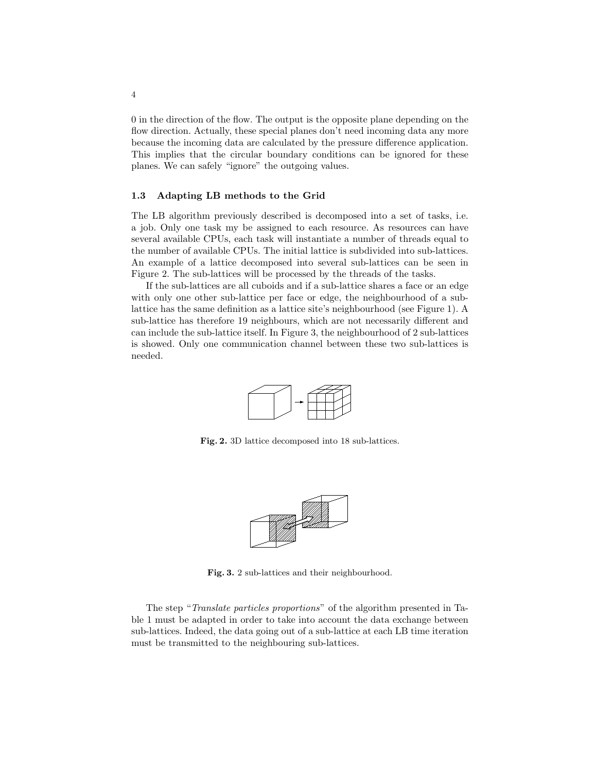0 in the direction of the flow. The output is the opposite plane depending on the flow direction. Actually, these special planes don't need incoming data any more because the incoming data are calculated by the pressure difference application. This implies that the circular boundary conditions can be ignored for these planes. We can safely "ignore" the outgoing values.

### 1.3 Adapting LB methods to the Grid

The LB algorithm previously described is decomposed into a set of tasks, i.e. a job. Only one task my be assigned to each resource. As resources can have several available CPUs, each task will instantiate a number of threads equal to the number of available CPUs. The initial lattice is subdivided into sub-lattices. An example of a lattice decomposed into several sub-lattices can be seen in Figure 2. The sub-lattices will be processed by the threads of the tasks.

If the sub-lattices are all cuboids and if a sub-lattice shares a face or an edge with only one other sub-lattice per face or edge, the neighbourhood of a sub-lattice has the same definition as a lattice site's neighbourhood (see Figure 1). A sub-lattice has therefore 19 neighbours, which are not necessarily different and can include the sub-lattice itself. In Figure 3, the neighbourhood of 2 sub-lattices is showed. Only one communication channel between these two sub-lattices is needed.

**Fig. 2.** 3D lattice decomposed into 18 sub-lattices.

**Fig. 3.** 2 sub-lattices and their neighbourhood.

The step "*Translate particles proportions*" of the algorithm presented in Table 1 must be adapted in order to take into account the data exchange between sub-lattices. Indeed, the data going out of a sub-lattice at each LB time iteration must be transmitted to the neighbouring sub-lattices.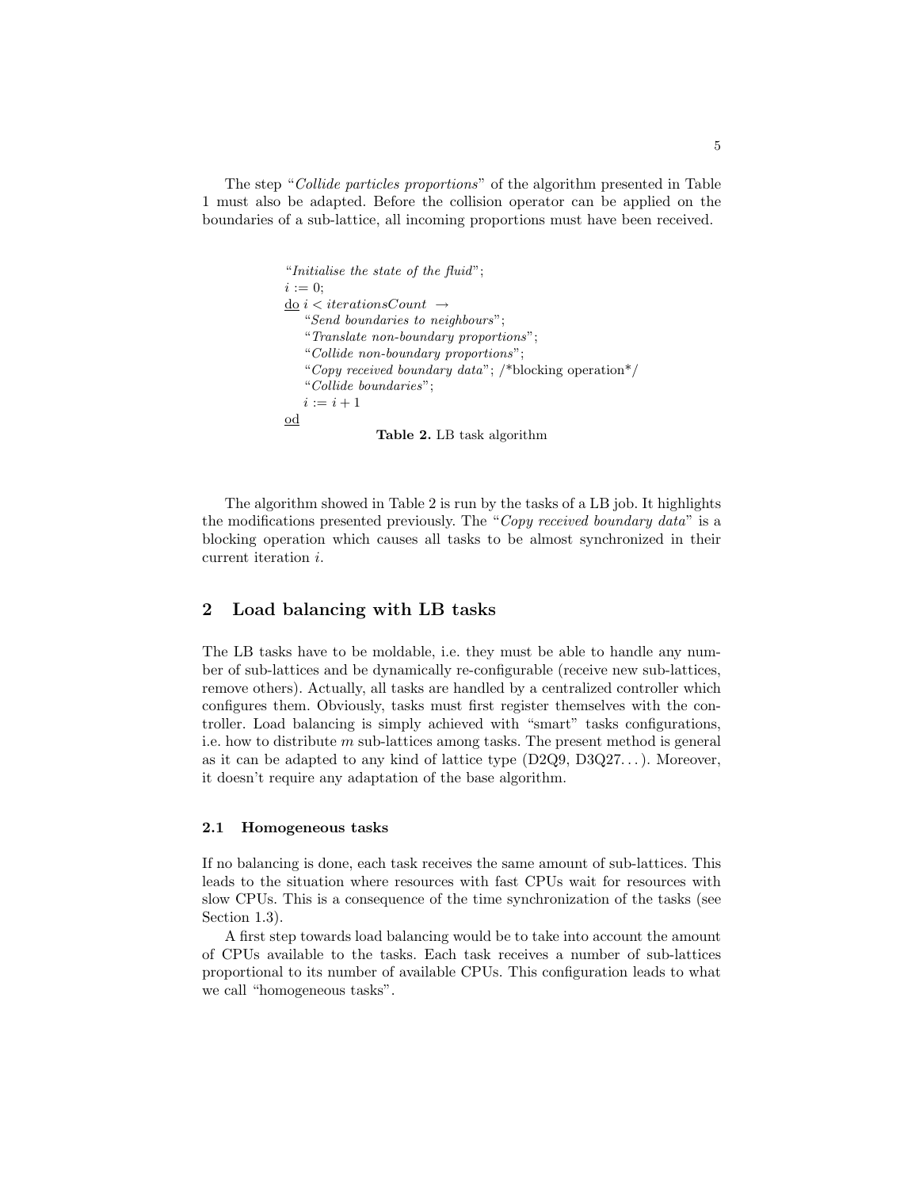The step "*Collide particles proportions*" of the algorithm presented in Table 1 must also be adapted. Before the collision operator can be applied on the boundaries of a sub-lattice, all incoming proportions must have been received.

```
"Initialise the state of the fluid";
i := 0;
do i < iterationsCount →
    "Send boundaries to neighbours";
    "Translate non-boundary proportions";
    "Collide non-boundary proportions";
    "Copy received boundary data"; /*blocking operation*/
    "Collide boundaries";
    i := i + 1
od
```

**Table 2.** LB task algorithm

The algorithm showed in Table 2 is run by the tasks of a LB job. It highlights the modifications presented previously. The "*Copy received boundary data*" is a blocking operation which causes all tasks to be almost synchronized in their current iteration $i$.

## 2 Load balancing with LB tasks

The LB tasks have to be moldable, i.e. they must be able to handle any number of sub-lattices and be dynamically re-configurable (receive new sub-lattices, remove others). Actually, all tasks are handled by a centralized controller which configures them. Obviously, tasks must first register themselves with the controller. Load balancing is simply achieved with "smart" tasks configurations, i.e. how to distribute $m$ sub-lattices among tasks. The present method is general as it can be adapted to any kind of lattice type (D2Q9, D3Q27...). Moreover, it doesn't require any adaptation of the base algorithm.

### 2.1 Homogeneous tasks

If no balancing is done, each task receives the same amount of sub-lattices. This leads to the situation where resources with fast CPUs wait for resources with slow CPUs. This is a consequence of the time synchronization of the tasks (see Section 1.3).

A first step towards load balancing would be to take into account the amount of CPUs available to the tasks. Each task receives a number of sub-lattices proportional to its number of available CPUs. This configuration leads to what we call "homogeneous tasks".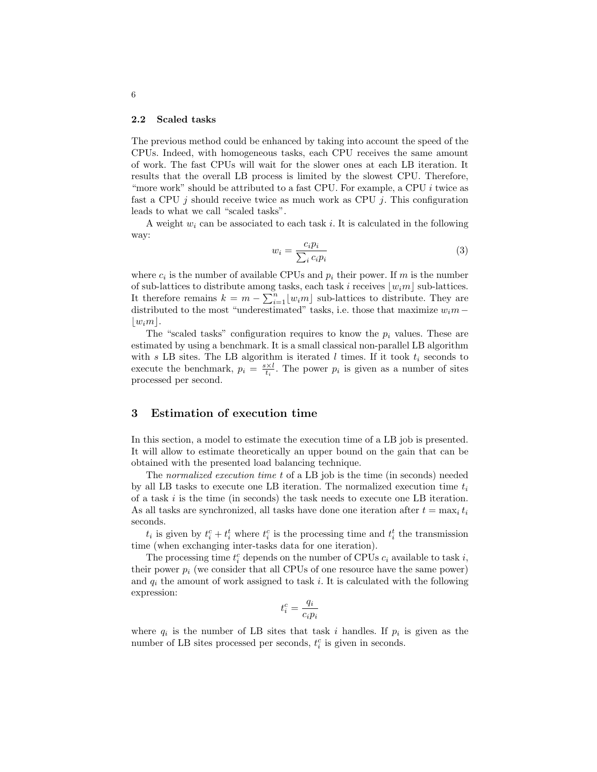### 2.2 Scaled tasks

The previous method could be enhanced by taking into account the speed of the CPUs. Indeed, with homogeneous tasks, each CPU receives the same amount of work. The fast CPUs will wait for the slower ones at each LB iteration. It results that the overall LB process is limited by the slowest CPU. Therefore, "more work" should be attributed to a fast CPU. For example, a CPU $i$ twice as fast a CPU $j$ should receive twice as much work as CPU $j$. This configuration leads to what we call "scaled tasks".

A weight $w_i$ can be associated to each task $i$. It is calculated in the following way:

$$w_i = \frac{c_i p_i}{\sum_i c_i p_i} \tag{3}$$

where $c_i$ is the number of available CPUs and $p_i$ their power. If $m$ is the number of sub-lattices to distribute among tasks, each task $i$ receives $\lfloor w_i m \rfloor$ sub-lattices. It therefore remains $k = m - \sum_{i=1}^{n} \lfloor w_i m \rfloor$ sub-lattices to distribute. They are distributed to the most "underestimated" tasks, i.e. those that maximize $w_i m - \lfloor w_i m \rfloor$.

The "scaled tasks" configuration requires to know the $p_i$ values. These are estimated by using a benchmark. It is a small classical non-parallel LB algorithm with $s$ LB sites. The LB algorithm is iterated $l$ times. If it took $t_i$ seconds to execute the benchmark, $p_i = \frac{s \times l}{t_i}$. The power $p_i$ is given as a number of sites processed per second.

## 3 Estimation of execution time

In this section, a model to estimate the execution time of a LB job is presented. It will allow to estimate theoretically an upper bound on the gain that can be obtained with the presented load balancing technique.

The *normalized execution time* $t$ of a LB job is the time (in seconds) needed by all LB tasks to execute one LB iteration. The normalized execution time $t_i$ of a task $i$ is the time (in seconds) the task needs to execute one LB iteration. As all tasks are synchronized, all tasks have done one iteration after $t = \max_i t_i$ seconds.

$t_i$ is given by $t_i^c + t_i^t$ where $t_i^c$ is the processing time and $t_i^t$ the transmission time (when exchanging inter-tasks data for one iteration).

The processing time $t_i^c$ depends on the number of CPUs $c_i$ available to task $i$, their power $p_i$ (we consider that all CPUs of one resource have the same power) and $q_i$ the amount of work assigned to task $i$. It is calculated with the following expression:

$$t_i^c = \frac{q_i}{c_i p_i}$$

where $q_i$ is the number of LB sites that task $i$ handles. If $p_i$ is given as the number of LB sites processed per seconds, $t_i^c$ is given in seconds.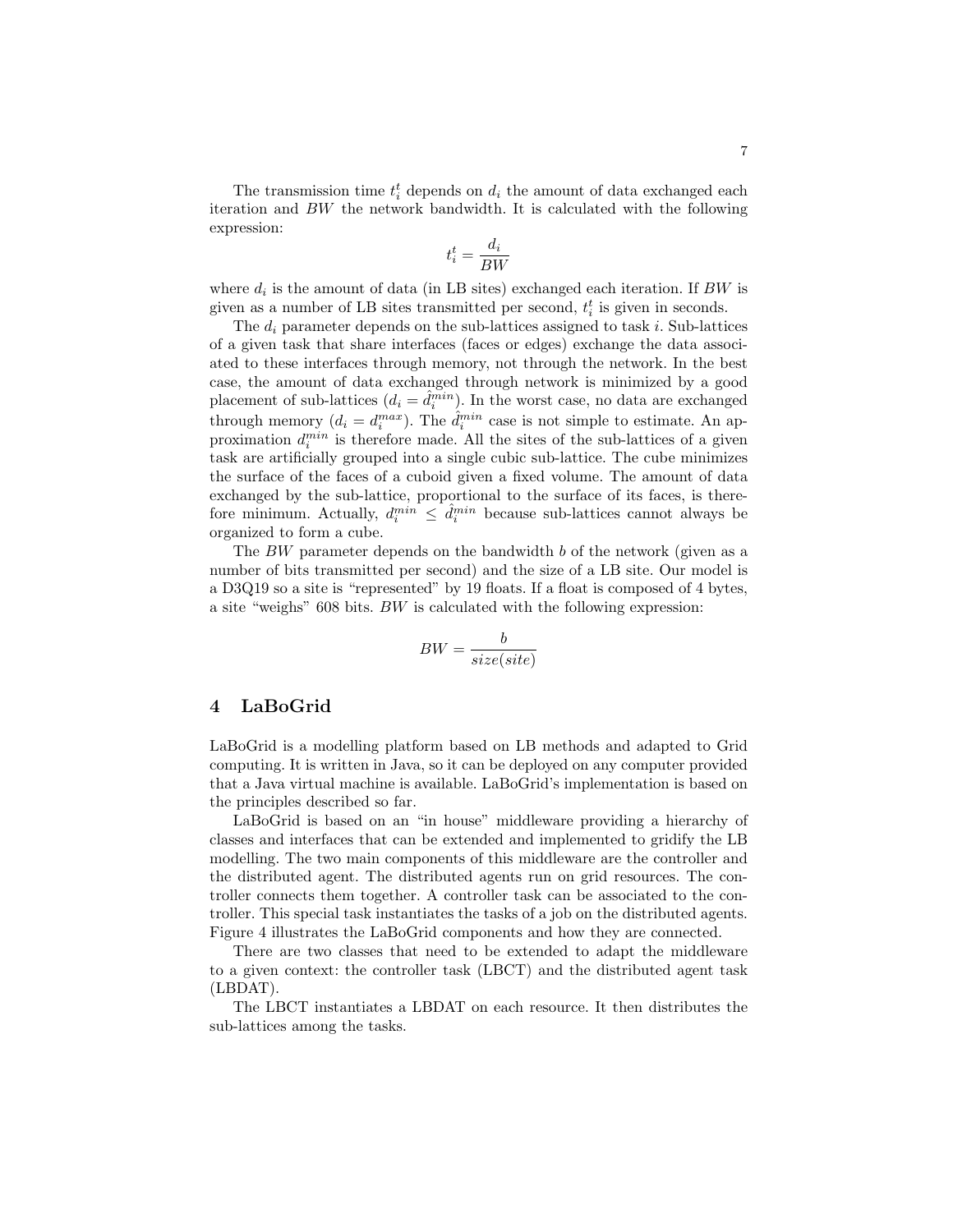The transmission time $t_i^t$ depends on $d_i$ the amount of data exchanged each iteration and $BW$ the network bandwidth. It is calculated with the following expression:

$$t_i^t = \frac{d_i}{BW}$$

where $d_i$ is the amount of data (in LB sites) exchanged each iteration. If $BW$ is given as a number of LB sites transmitted per second, $t_i^t$ is given in seconds.

The $d_i$ parameter depends on the sub-lattices assigned to task $i$. Sub-lattices of a given task that share interfaces (faces or edges) exchange the data associated to these interfaces through memory, not through the network. In the best case, the amount of data exchanged through network is minimized by a good placement of sub-lattices ($d_i = \hat{d}_i^{min}$). In the worst case, no data are exchanged through memory ($d_i = d_i^{max}$). The $\hat{d}_i^{min}$ case is not simple to estimate. An approximation $d_i^{min}$ is therefore made. All the sites of the sub-lattices of a given task are artificially grouped into a single cubic sub-lattice. The cube minimizes the surface of the faces of a cuboid given a fixed volume. The amount of data exchanged by the sub-lattice, proportional to the surface of its faces, is therefore minimum. Actually, $d_i^{min} \leq \hat{d}_i^{min}$ because sub-lattices cannot always be organized to form a cube.

The $BW$ parameter depends on the bandwidth $b$ of the network (given as a number of bits transmitted per second) and the size of a LB site. Our model is a D3Q19 so a site is "represented" by 19 floats. If a float is composed of 4 bytes, a site "weighs" 608 bits. $BW$ is calculated with the following expression:

$$BW = \frac{b}{size(site)}$$

## 4 LaBoGrid

LaBoGrid is a modelling platform based on LB methods and adapted to Grid computing. It is written in Java, so it can be deployed on any computer provided that a Java virtual machine is available. LaBoGrid's implementation is based on the principles described so far.

LaBoGrid is based on an "in house" middleware providing a hierarchy of classes and interfaces that can be extended and implemented to gridify the LB modelling. The two main components of this middleware are the controller and the distributed agent. The distributed agents run on grid resources. The controller connects them together. A controller task can be associated to the controller. This special task instantiates the tasks of a job on the distributed agents. Figure 4 illustrates the LaBoGrid components and how they are connected.

There are two classes that need to be extended to adapt the middleware to a given context: the controller task (LBCT) and the distributed agent task (LBDAT).

The LBCT instantiates a LBDAT on each resource. It then distributes the sub-lattices among the tasks.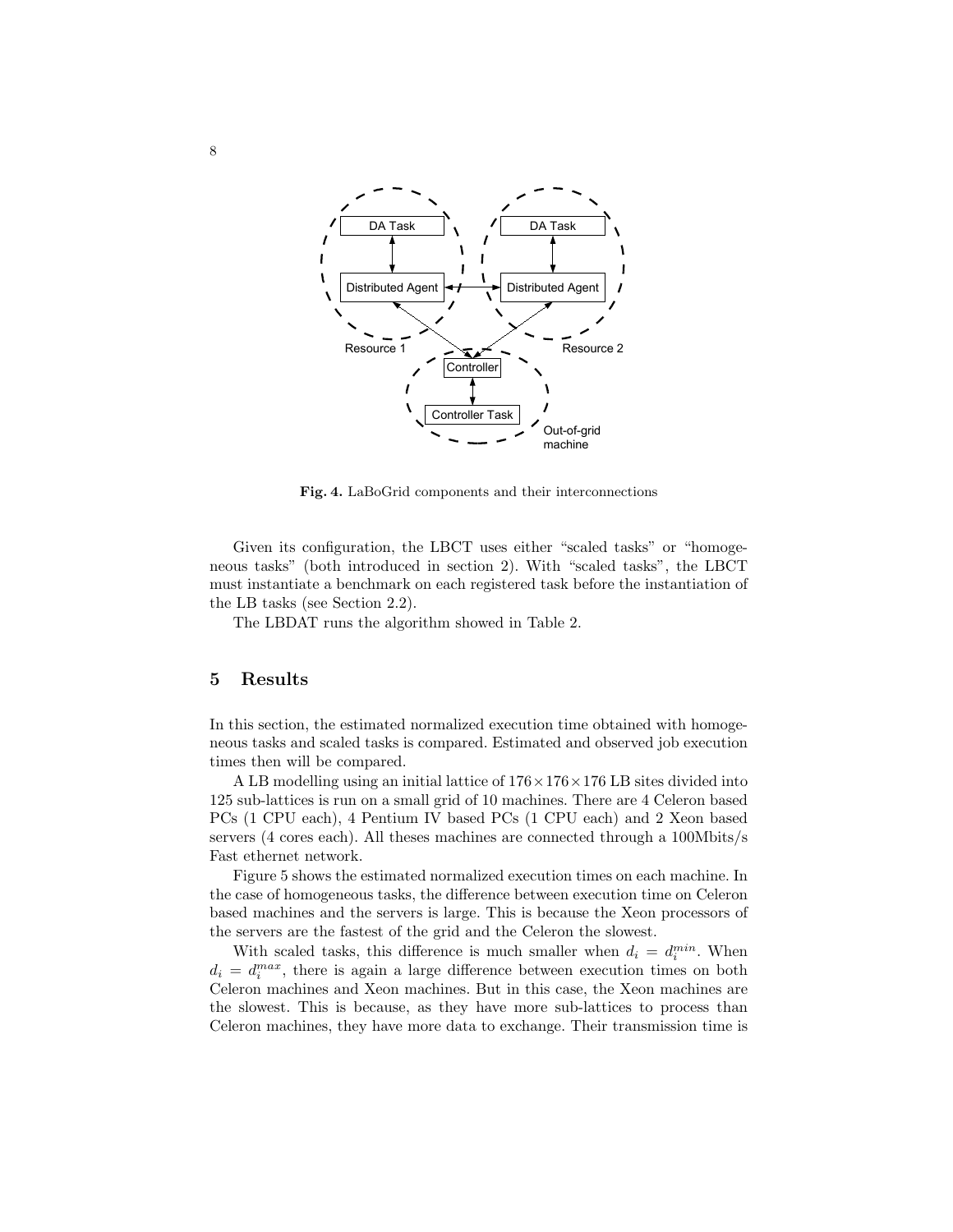**Fig. 4.** LaBoGrid components and their interconnections

Given its configuration, the LBCT uses either "scaled tasks" or "homogeneous tasks" (both introduced in section 2). With "scaled tasks", the LBCT must instantiate a benchmark on each registered task before the instantiation of the LB tasks (see Section 2.2).

The LBDAT runs the algorithm showed in Table 2.

## 5 Results

In this section, the estimated normalized execution time obtained with homogeneous tasks and scaled tasks is compared. Estimated and observed job execution times then will be compared.

A LB modelling using an initial lattice of $176 \times 176 \times 176$ LB sites divided into 125 sub-lattices is run on a small grid of 10 machines. There are 4 Celeron based PCs (1 CPU each), 4 Pentium IV based PCs (1 CPU each) and 2 Xeon based servers (4 cores each). All theses machines are connected through a 100Mbits/s Fast ethernet network.

Figure 5 shows the estimated normalized execution times on each machine. In the case of homogeneous tasks, the difference between execution time on Celeron based machines and the servers is large. This is because the Xeon processors of the servers are the fastest of the grid and the Celeron the slowest.

With scaled tasks, this difference is much smaller when $d_i = d_i^{min}$. When $d_i = d_i^{max}$, there is again a large difference between execution times on both Celeron machines and Xeon machines. But in this case, the Xeon machines are the slowest. This is because, as they have more sub-lattices to process than Celeron machines, they have more data to exchange. Their transmission time is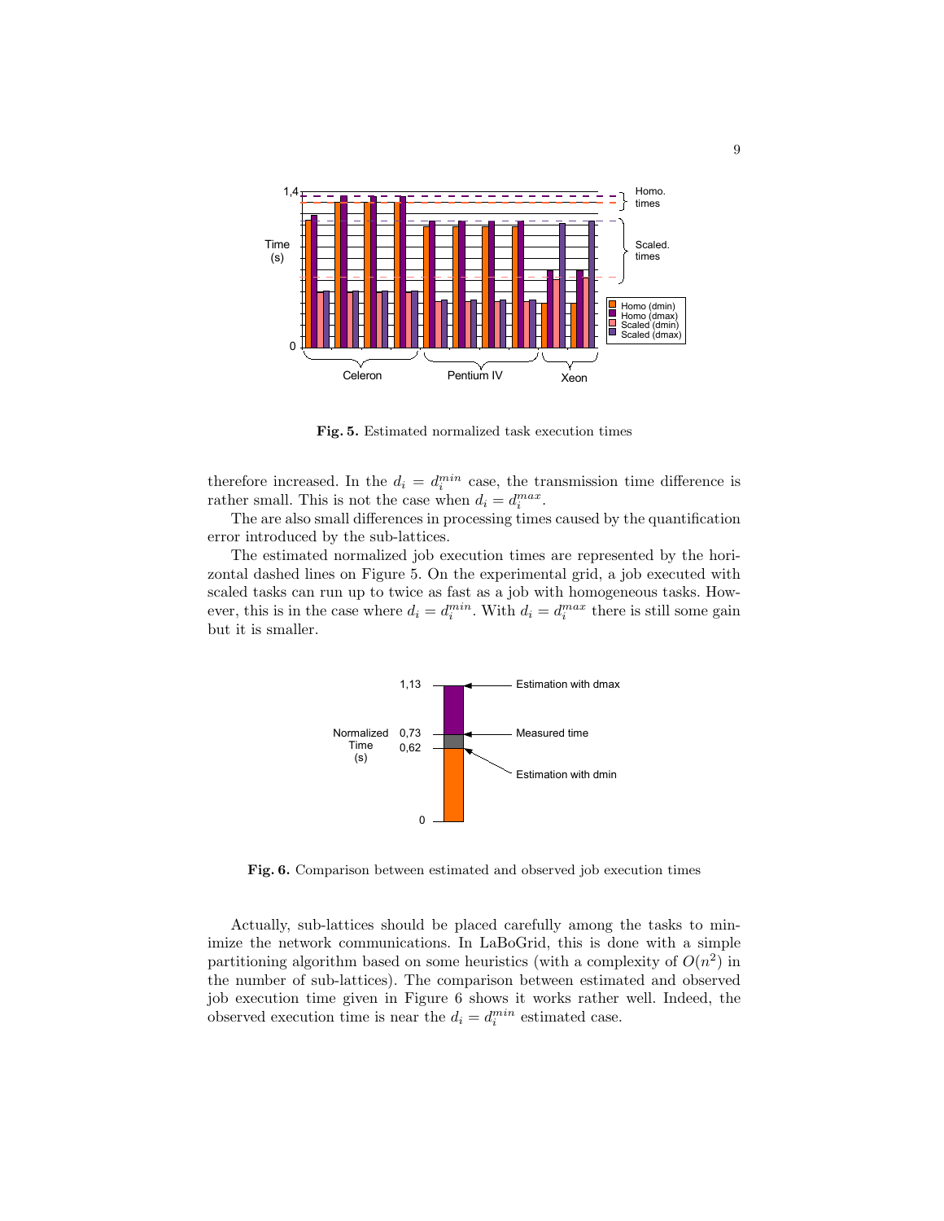**Fig. 5.** Estimated normalized task execution times

therefore increased. In the $d_i = d_i^{min}$ case, the transmission time difference is rather small. This is not the case when $d_i = d_i^{max}$.

The are also small differences in processing times caused by the quantification error introduced by the sub-lattices.

The estimated normalized job execution times are represented by the horizontal dashed lines on Figure 5. On the experimental grid, a job executed with scaled tasks can run up to twice as fast as a job with homogeneous tasks. However, this is in the case where $d_i = d_i^{min}$. With $d_i = d_i^{max}$ there is still some gain but it is smaller.

**Fig. 6.** Comparison between estimated and observed job execution times

Actually, sub-lattices should be placed carefully among the tasks to minimize the network communications. In LaBoGrid, this is done with a simple partitioning algorithm based on some heuristics (with a complexity of $O(n^2)$ in the number of sub-lattices). The comparison between estimated and observed job execution time given in Figure 6 shows it works rather well. Indeed, the observed execution time is near the $d_i = d_i^{min}$ estimated case.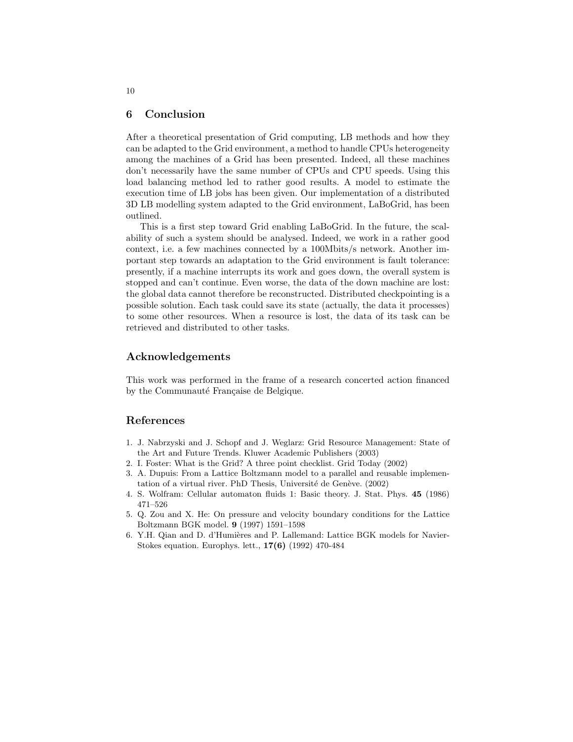## 6 Conclusion

After a theoretical presentation of Grid computing, LB methods and how they can be adapted to the Grid environment, a method to handle CPUs heterogeneity among the machines of a Grid has been presented. Indeed, all these machines don't necessarily have the same number of CPUs and CPU speeds. Using this load balancing method led to rather good results. A model to estimate the execution time of LB jobs has been given. Our implementation of a distributed 3D LB modelling system adapted to the Grid environment, LaBoGrid, has been outlined.

This is a first step toward Grid enabling LaBoGrid. In the future, the scalability of such a system should be analysed. Indeed, we work in a rather good context, i.e. a few machines connected by a 100Mbits/s network. Another important step towards an adaptation to the Grid environment is fault tolerance: presently, if a machine interrupts its work and goes down, the overall system is stopped and can't continue. Even worse, the data of the down machine are lost: the global data cannot therefore be reconstructed. Distributed checkpointing is a possible solution. Each task could save its state (actually, the data it processes) to some other resources. When a resource is lost, the data of its task can be retrieved and distributed to other tasks.

## Acknowledgements

This work was performed in the frame of a research concerted action financed by the Communauté Française de Belgique.

## References

1. J. Nabrzyski and J. Schopf and J. Weglarz: Grid Resource Management: State of the Art and Future Trends. Kluwer Academic Publishers (2003)
2. I. Foster: What is the Grid? A three point checklist. Grid Today (2002)
3. A. Dupuis: From a Lattice Boltzmann model to a parallel and reusable implementation of a virtual river. PhD Thesis, Université de Genève. (2002)
4. S. Wolfram: Cellular automaton fluids 1: Basic theory. J. Stat. Phys. **45** (1986) 471–526
5. Q. Zou and X. He: On pressure and velocity boundary conditions for the Lattice Boltzmann BGK model. **9** (1997) 1591–1598
6. Y.H. Qian and D. d'Humières and P. Lallemand: Lattice BGK models for Navier-Stokes equation. Europhys. lett., **17(6)** (1992) 470-484